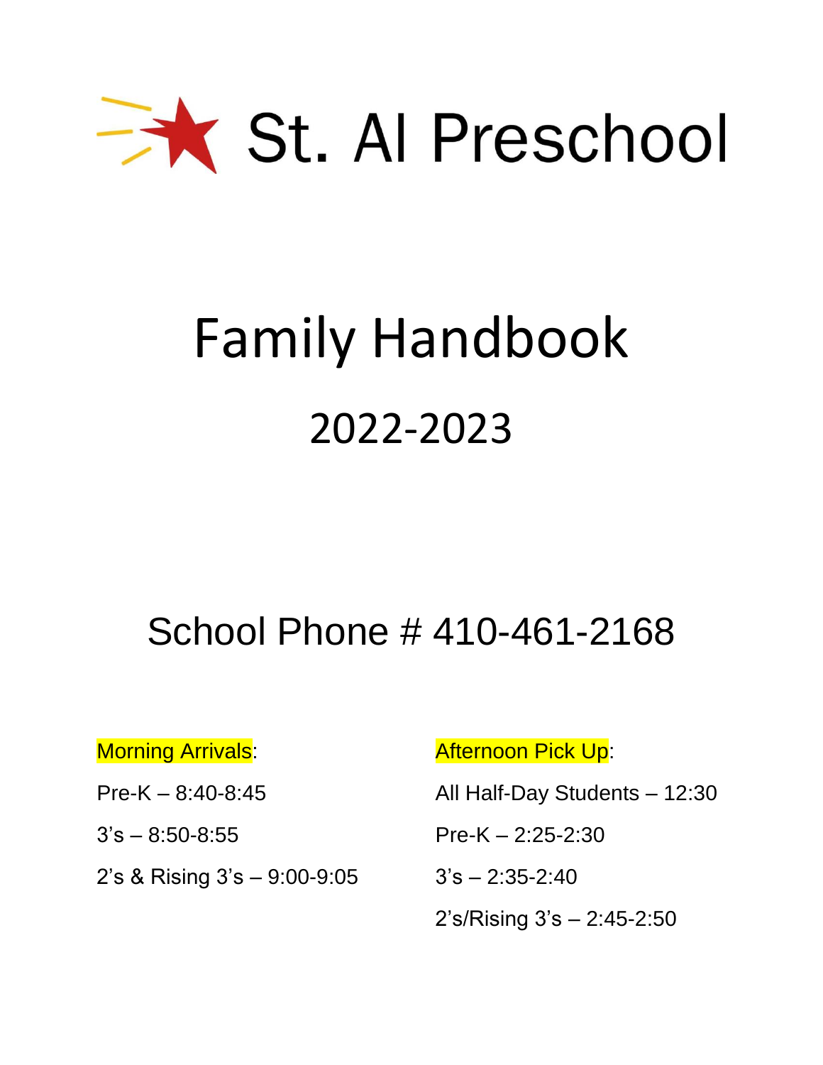# St. Al Preschool

# Family Handbook

## 2022-2023

## School Phone # 410-461-2168

Morning Arrivals:

Pre-K – 8:40-8:45

3's – 8:50-8:55

2's & Rising 3's – 9:00-9:05

Afternoon Pick Up:

All Half-Day Students – 12:30

Pre-K – 2:25-2:30

3's – 2:35-2:40

2's/Rising 3's – 2:45-2:50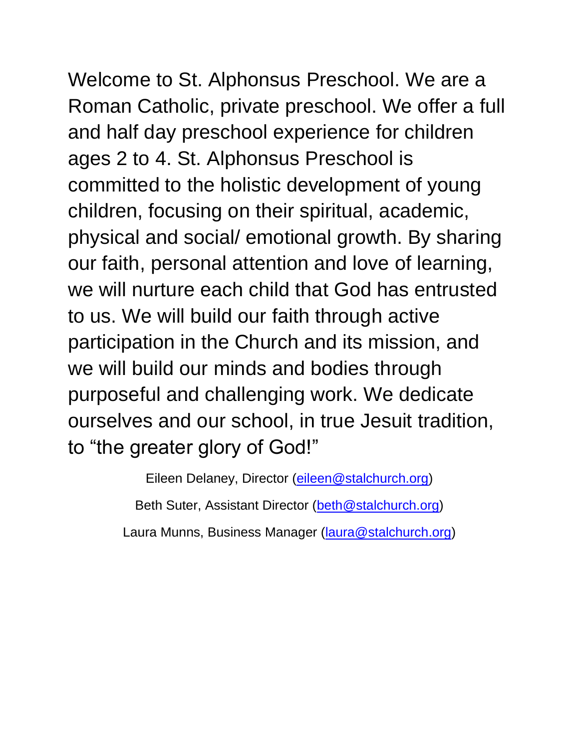Welcome to St. Alphonsus Preschool. We are a Roman Catholic, private preschool. We offer a full and half day preschool experience for children ages 2 to 4. St. Alphonsus Preschool is committed to the holistic development of young children, focusing on their spiritual, academic, physical and social/ emotional growth. By sharing our faith, personal attention and love of learning, we will nurture each child that God has entrusted to us. We will build our faith through active participation in the Church and its mission, and we will build our minds and bodies through purposeful and challenging work. We dedicate ourselves and our school, in true Jesuit tradition, to "the greater glory of God!"

Eileen Delaney, Director (eileen@stalchurch.org)

Beth Suter, Assistant Director (beth@stalchurch.org)

Laura Munns, Business Manager (laura@stalchurch.org)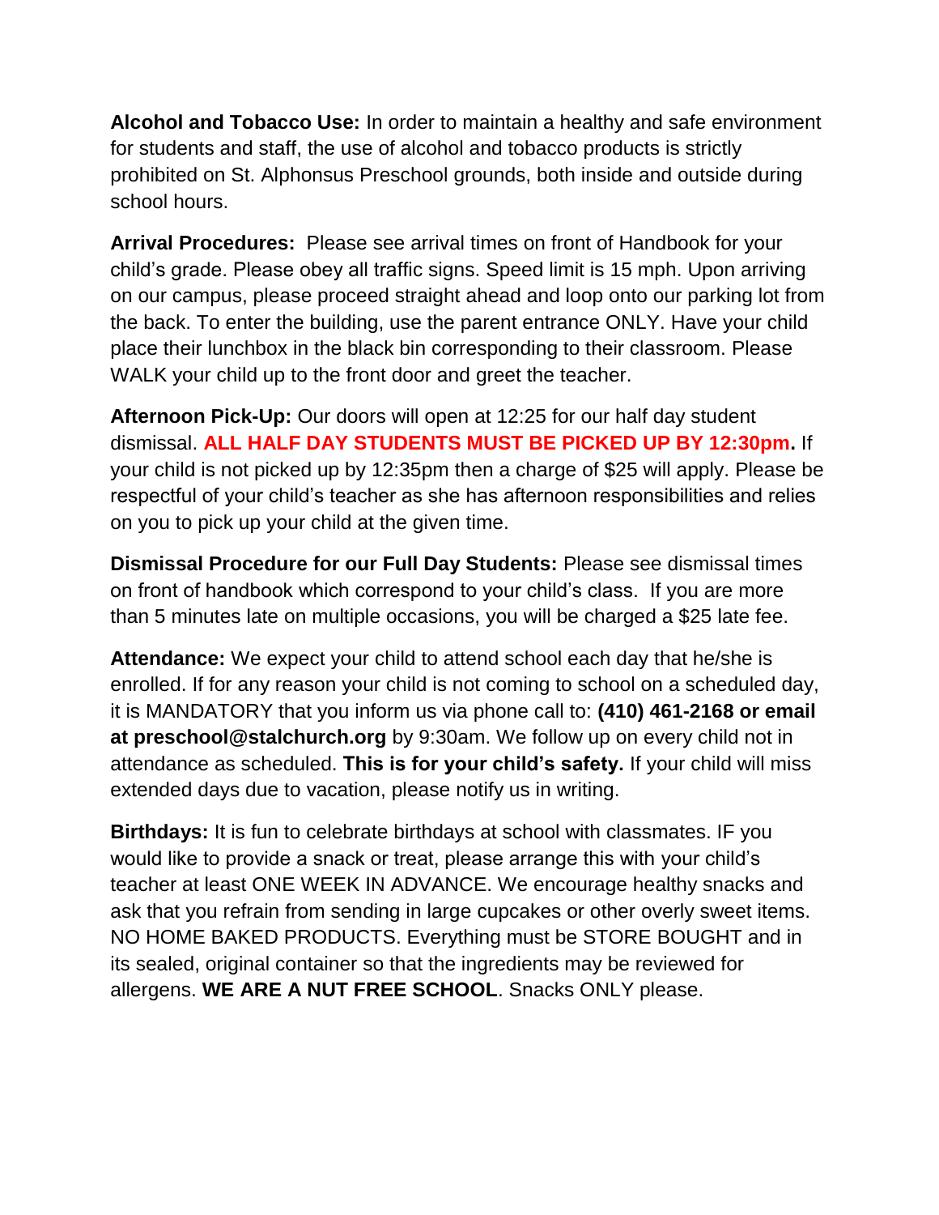**Alcohol and Tobacco Use:** In order to maintain a healthy and safe environment for students and staff, the use of alcohol and tobacco products is strictly prohibited on St. Alphonsus Preschool grounds, both inside and outside during school hours.

**Arrival Procedures:** Please see arrival times on front of Handbook for your child's grade. Please obey all traffic signs. Speed limit is 15 mph. Upon arriving on our campus, please proceed straight ahead and loop onto our parking lot from the back. To enter the building, use the parent entrance ONLY. Have your child place their lunchbox in the black bin corresponding to their classroom. Please WALK your child up to the front door and greet the teacher.

**Afternoon Pick-Up:** Our doors will open at 12:25 for our half day student dismissal. **ALL HALF DAY STUDENTS MUST BE PICKED UP BY 12:30pm.** If your child is not picked up by 12:35pm then a charge of $25 will apply. Please be respectful of your child's teacher as she has afternoon responsibilities and relies on you to pick up your child at the given time.

**Dismissal Procedure for our Full Day Students:** Please see dismissal times on front of handbook which correspond to your child's class. If you are more than 5 minutes late on multiple occasions, you will be charged a $25 late fee.

**Attendance:** We expect your child to attend school each day that he/she is enrolled. If for any reason your child is not coming to school on a scheduled day, it is MANDATORY that you inform us via phone call to: **(410) 461-2168 or email at preschool@stalchurch.org** by 9:30am. We follow up on every child not in attendance as scheduled. **This is for your child's safety.** If your child will miss extended days due to vacation, please notify us in writing.

**Birthdays:** It is fun to celebrate birthdays at school with classmates. IF you would like to provide a snack or treat, please arrange this with your child's teacher at least ONE WEEK IN ADVANCE. We encourage healthy snacks and ask that you refrain from sending in large cupcakes or other overly sweet items. NO HOME BAKED PRODUCTS. Everything must be STORE BOUGHT and in its sealed, original container so that the ingredients may be reviewed for allergens. **WE ARE A NUT FREE SCHOOL**. Snacks ONLY please.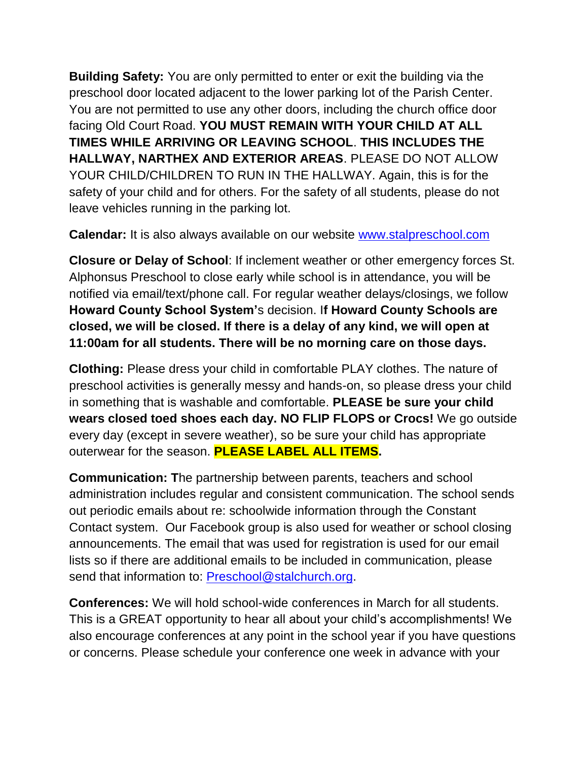**Building Safety:** You are only permitted to enter or exit the building via the preschool door located adjacent to the lower parking lot of the Parish Center. You are not permitted to use any other doors, including the church office door facing Old Court Road. **YOU MUST REMAIN WITH YOUR CHILD AT ALL TIMES WHILE ARRIVING OR LEAVING SCHOOL**. **THIS INCLUDES THE HALLWAY, NARTHEX AND EXTERIOR AREAS**. PLEASE DO NOT ALLOW YOUR CHILD/CHILDREN TO RUN IN THE HALLWAY. Again, this is for the safety of your child and for others. For the safety of all students, please do not leave vehicles running in the parking lot.

**Calendar:** It is also always available on our website [www.stalpreschool.com](http://www.stalpreschool.com)

**Closure or Delay of School**: If inclement weather or other emergency forces St. Alphonsus Preschool to close early while school is in attendance, you will be notified via email/text/phone call. For regular weather delays/closings, we follow **Howard County School System'**s decision. I**f Howard County Schools are closed, we will be closed. If there is a delay of any kind, we will open at 11:00am for all students. There will be no morning care on those days.**

**Clothing:** Please dress your child in comfortable PLAY clothes. The nature of preschool activities is generally messy and hands-on, so please dress your child in something that is washable and comfortable. **PLEASE be sure your child wears closed toed shoes each day. NO FLIP FLOPS or Crocs!** We go outside every day (except in severe weather), so be sure your child has appropriate outerwear for the season. **PLEASE LABEL ALL ITEMS.**

**Communication: T**he partnership between parents, teachers and school administration includes regular and consistent communication. The school sends out periodic emails about re: schoolwide information through the Constant Contact system.  Our Facebook group is also used for weather or school closing announcements. The email that was used for registration is used for our email lists so if there are additional emails to be included in communication, please send that information to: [Preschool@stalchurch.org](mailto:Preschool@stalchurch.org).

**Conferences:** We will hold school-wide conferences in March for all students. This is a GREAT opportunity to hear all about your child's accomplishments! We also encourage conferences at any point in the school year if you have questions or concerns. Please schedule your conference one week in advance with your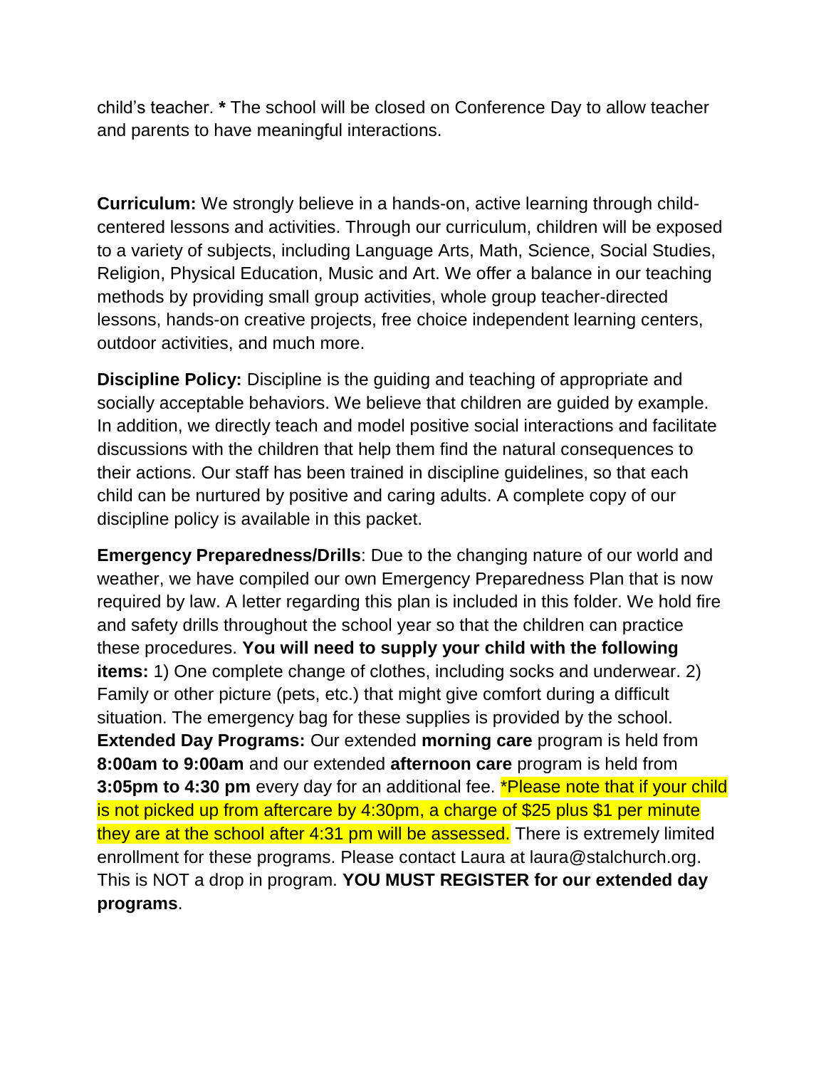child's teacher. **\*** The school will be closed on Conference Day to allow teacher and parents to have meaningful interactions.

**Curriculum:** We strongly believe in a hands-on, active learning through child-centered lessons and activities. Through our curriculum, children will be exposed to a variety of subjects, including Language Arts, Math, Science, Social Studies, Religion, Physical Education, Music and Art. We offer a balance in our teaching methods by providing small group activities, whole group teacher-directed lessons, hands-on creative projects, free choice independent learning centers, outdoor activities, and much more.

**Discipline Policy:** Discipline is the guiding and teaching of appropriate and socially acceptable behaviors. We believe that children are guided by example. In addition, we directly teach and model positive social interactions and facilitate discussions with the children that help them find the natural consequences to their actions. Our staff has been trained in discipline guidelines, so that each child can be nurtured by positive and caring adults. A complete copy of our discipline policy is available in this packet.

**Emergency Preparedness/Drills**: Due to the changing nature of our world and weather, we have compiled our own Emergency Preparedness Plan that is now required by law. A letter regarding this plan is included in this folder. We hold fire and safety drills throughout the school year so that the children can practice these procedures. **You will need to supply your child with the following items:** 1) One complete change of clothes, including socks and underwear. 2) Family or other picture (pets, etc.) that might give comfort during a difficult situation. The emergency bag for these supplies is provided by the school.

**Extended Day Programs:** Our extended **morning care** program is held from **8:00am to 9:00am** and our extended **afternoon care** program is held from **3:05pm to 4:30 pm** every day for an additional fee. *Please note that if your child is not picked up from aftercare by 4:30pm, a charge of $25 plus $1 per minute they are at the school after 4:31 pm will be assessed. There is extremely limited enrollment for these programs. Please contact Laura at laura@stalchurch.org. This is NOT a drop in program. **YOU MUST REGISTER for our extended day programs**.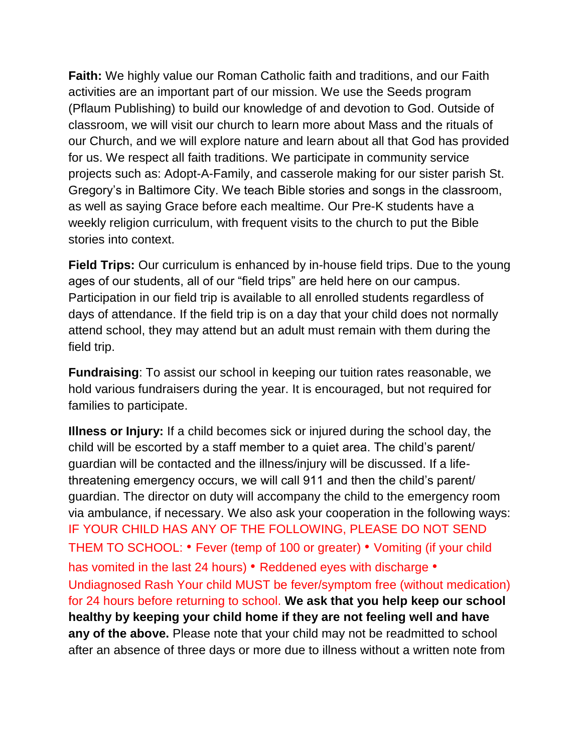**Faith:** We highly value our Roman Catholic faith and traditions, and our Faith activities are an important part of our mission. We use the Seeds program (Pflaum Publishing) to build our knowledge of and devotion to God. Outside of classroom, we will visit our church to learn more about Mass and the rituals of our Church, and we will explore nature and learn about all that God has provided for us. We respect all faith traditions. We participate in community service projects such as: Adopt-A-Family, and casserole making for our sister parish St. Gregory's in Baltimore City. We teach Bible stories and songs in the classroom, as well as saying Grace before each mealtime. Our Pre-K students have a weekly religion curriculum, with frequent visits to the church to put the Bible stories into context.

**Field Trips:** Our curriculum is enhanced by in-house field trips. Due to the young ages of our students, all of our "field trips" are held here on our campus. Participation in our field trip is available to all enrolled students regardless of days of attendance. If the field trip is on a day that your child does not normally attend school, they may attend but an adult must remain with them during the field trip.

**Fundraising**: To assist our school in keeping our tuition rates reasonable, we hold various fundraisers during the year. It is encouraged, but not required for families to participate.

**Illness or Injury:** If a child becomes sick or injured during the school day, the child will be escorted by a staff member to a quiet area. The child's parent/ guardian will be contacted and the illness/injury will be discussed. If a life-threatening emergency occurs, we will call 911 and then the child's parent/ guardian. The director on duty will accompany the child to the emergency room via ambulance, if necessary. We also ask your cooperation in the following ways: IF YOUR CHILD HAS ANY OF THE FOLLOWING, PLEASE DO NOT SEND THEM TO SCHOOL: • Fever (temp of 100 or greater) • Vomiting (if your child has vomited in the last 24 hours) • Reddened eyes with discharge • Undiagnosed Rash Your child MUST be fever/symptom free (without medication) for 24 hours before returning to school. **We ask that you help keep our school healthy by keeping your child home if they are not feeling well and have any of the above.** Please note that your child may not be readmitted to school after an absence of three days or more due to illness without a written note from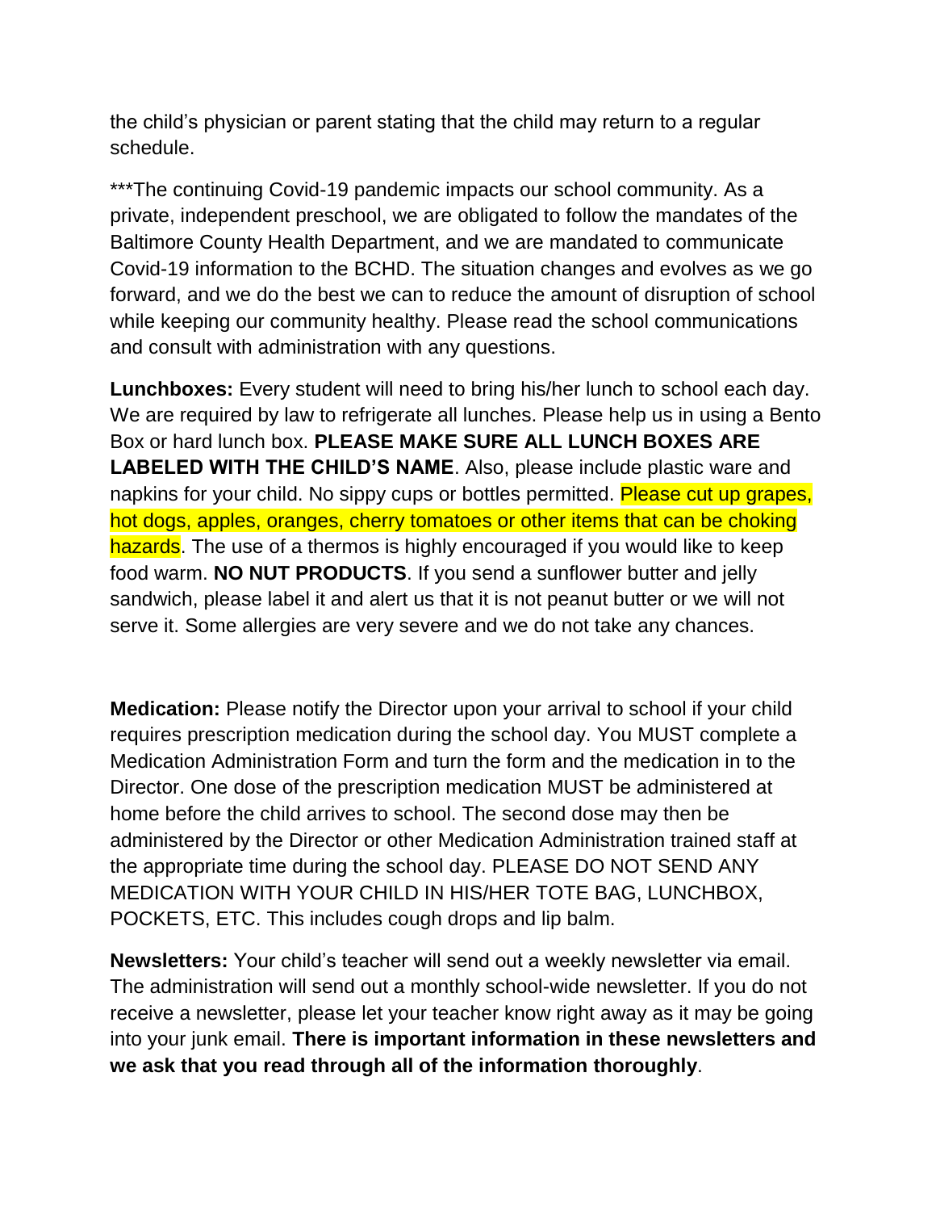the child's physician or parent stating that the child may return to a regular schedule.

***The continuing Covid-19 pandemic impacts our school community. As a private, independent preschool, we are obligated to follow the mandates of the Baltimore County Health Department, and we are mandated to communicate Covid-19 information to the BCHD. The situation changes and evolves as we go forward, and we do the best we can to reduce the amount of disruption of school while keeping our community healthy. Please read the school communications and consult with administration with any questions.

**Lunchboxes:** Every student will need to bring his/her lunch to school each day. We are required by law to refrigerate all lunches. Please help us in using a Bento Box or hard lunch box. **PLEASE MAKE SURE ALL LUNCH BOXES ARE LABELED WITH THE CHILD'S NAME**. Also, please include plastic ware and napkins for your child. No sippy cups or bottles permitted. Please cut up grapes, hot dogs, apples, oranges, cherry tomatoes or other items that can be choking hazards. The use of a thermos is highly encouraged if you would like to keep food warm. **NO NUT PRODUCTS**. If you send a sunflower butter and jelly sandwich, please label it and alert us that it is not peanut butter or we will not serve it. Some allergies are very severe and we do not take any chances.

**Medication:** Please notify the Director upon your arrival to school if your child requires prescription medication during the school day. You MUST complete a Medication Administration Form and turn the form and the medication in to the Director. One dose of the prescription medication MUST be administered at home before the child arrives to school. The second dose may then be administered by the Director or other Medication Administration trained staff at the appropriate time during the school day. PLEASE DO NOT SEND ANY MEDICATION WITH YOUR CHILD IN HIS/HER TOTE BAG, LUNCHBOX, POCKETS, ETC. This includes cough drops and lip balm.

**Newsletters:** Your child's teacher will send out a weekly newsletter via email. The administration will send out a monthly school-wide newsletter. If you do not receive a newsletter, please let your teacher know right away as it may be going into your junk email. **There is important information in these newsletters and we ask that you read through all of the information thoroughly**.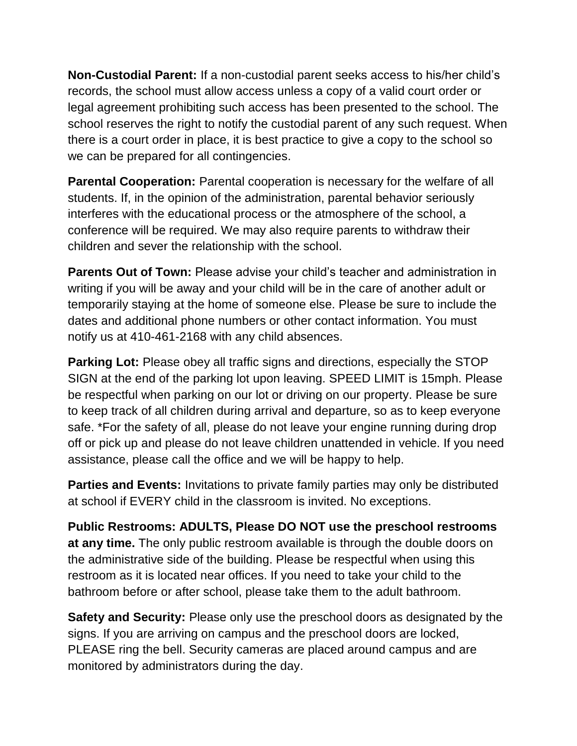**Non-Custodial Parent:** If a non-custodial parent seeks access to his/her child's records, the school must allow access unless a copy of a valid court order or legal agreement prohibiting such access has been presented to the school. The school reserves the right to notify the custodial parent of any such request. When there is a court order in place, it is best practice to give a copy to the school so we can be prepared for all contingencies.

**Parental Cooperation:** Parental cooperation is necessary for the welfare of all students. If, in the opinion of the administration, parental behavior seriously interferes with the educational process or the atmosphere of the school, a conference will be required. We may also require parents to withdraw their children and sever the relationship with the school.

**Parents Out of Town:** Please advise your child's teacher and administration in writing if you will be away and your child will be in the care of another adult or temporarily staying at the home of someone else. Please be sure to include the dates and additional phone numbers or other contact information. You must notify us at 410-461-2168 with any child absences.

**Parking Lot:** Please obey all traffic signs and directions, especially the STOP SIGN at the end of the parking lot upon leaving. SPEED LIMIT is 15mph. Please be respectful when parking on our lot or driving on our property. Please be sure to keep track of all children during arrival and departure, so as to keep everyone safe. *For the safety of all, please do not leave your engine running during drop off or pick up and please do not leave children unattended in vehicle. If you need assistance, please call the office and we will be happy to help.

**Parties and Events:** Invitations to private family parties may only be distributed at school if EVERY child in the classroom is invited. No exceptions.

**Public Restrooms: ADULTS, Please DO NOT use the preschool restrooms at any time.** The only public restroom available is through the double doors on the administrative side of the building. Please be respectful when using this restroom as it is located near offices. If you need to take your child to the bathroom before or after school, please take them to the adult bathroom.

**Safety and Security:** Please only use the preschool doors as designated by the signs. If you are arriving on campus and the preschool doors are locked, PLEASE ring the bell. Security cameras are placed around campus and are monitored by administrators during the day.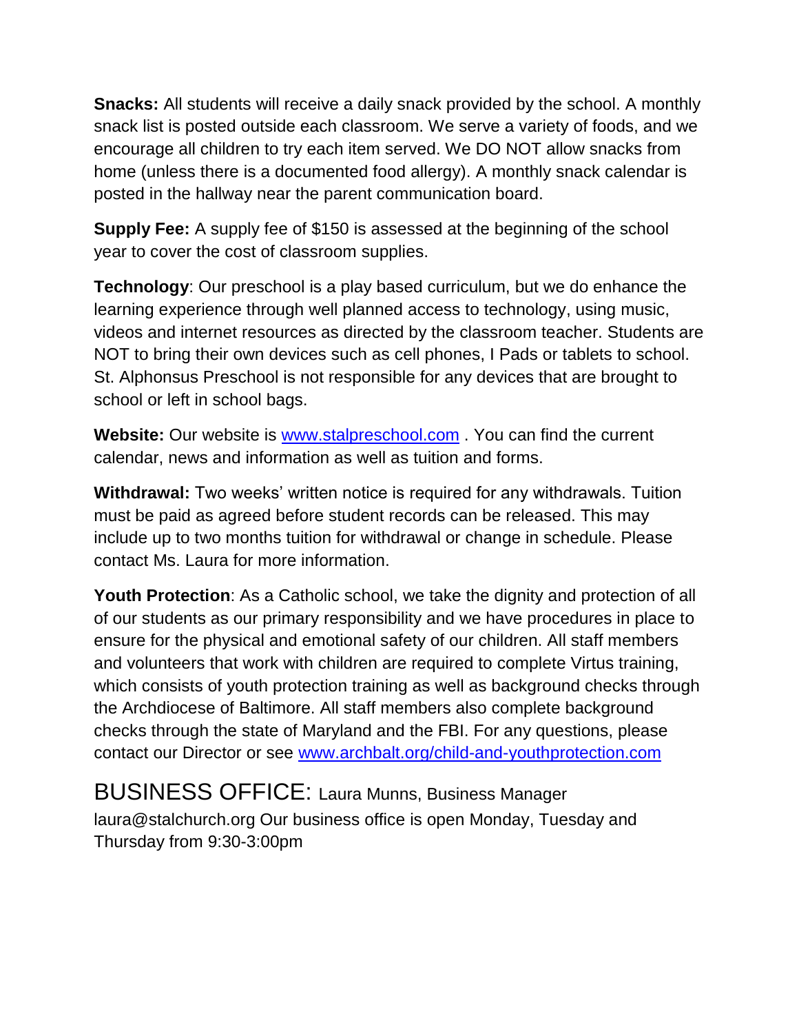**Snacks:** All students will receive a daily snack provided by the school. A monthly snack list is posted outside each classroom. We serve a variety of foods, and we encourage all children to try each item served. We DO NOT allow snacks from home (unless there is a documented food allergy). A monthly snack calendar is posted in the hallway near the parent communication board.

**Supply Fee:** A supply fee of $150 is assessed at the beginning of the school year to cover the cost of classroom supplies.

**Technology**: Our preschool is a play based curriculum, but we do enhance the learning experience through well planned access to technology, using music, videos and internet resources as directed by the classroom teacher. Students are NOT to bring their own devices such as cell phones, I Pads or tablets to school. St. Alphonsus Preschool is not responsible for any devices that are brought to school or left in school bags.

**Website:** Our website is [www.stalpreschool.com](http://www.stalpreschool.com) . You can find the current calendar, news and information as well as tuition and forms.

**Withdrawal:** Two weeks' written notice is required for any withdrawals. Tuition must be paid as agreed before student records can be released. This may include up to two months tuition for withdrawal or change in schedule. Please contact Ms. Laura for more information.

**Youth Protection**: As a Catholic school, we take the dignity and protection of all of our students as our primary responsibility and we have procedures in place to ensure for the physical and emotional safety of our children. All staff members and volunteers that work with children are required to complete Virtus training, which consists of youth protection training as well as background checks through the Archdiocese of Baltimore. All staff members also complete background checks through the state of Maryland and the FBI. For any questions, please contact our Director or see [www.archbalt.org/child-and-youthprotection.com](http://www.archbalt.org/child-and-youthprotection.com)

## BUSINESS OFFICE: Laura Munns, Business Manager

laura@stalchurch.org Our business office is open Monday, Tuesday and Thursday from 9:30-3:00pm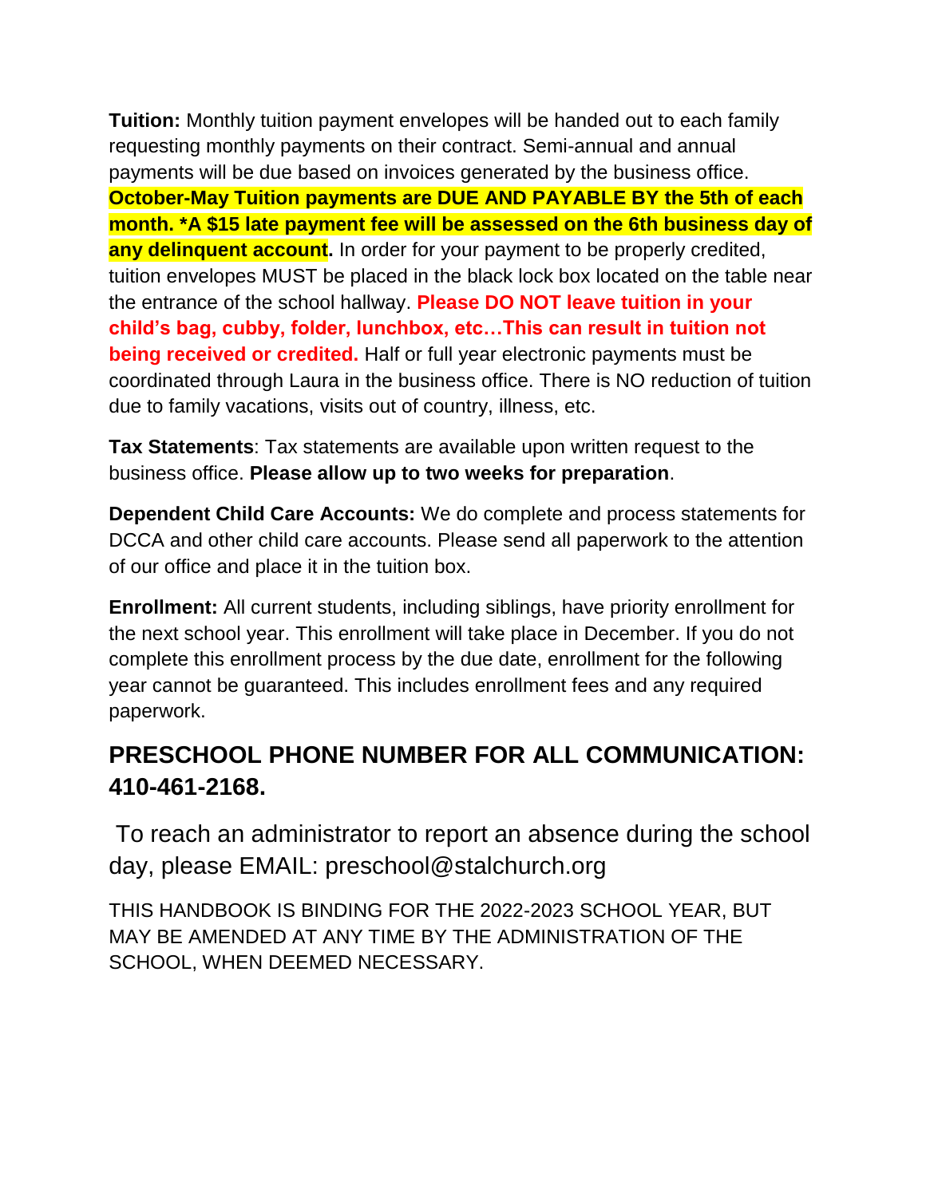**Tuition:** Monthly tuition payment envelopes will be handed out to each family requesting monthly payments on their contract. Semi-annual and annual payments will be due based on invoices generated by the business office. **October-May Tuition payments are DUE AND PAYABLE BY the 5th of each month. *A $15 late payment fee will be assessed on the 6th business day of any delinquent account.** In order for your payment to be properly credited, tuition envelopes MUST be placed in the black lock box located on the table near the entrance of the school hallway. **Please DO NOT leave tuition in your child's bag, cubby, folder, lunchbox, etc…This can result in tuition not being received or credited.** Half or full year electronic payments must be coordinated through Laura in the business office. There is NO reduction of tuition due to family vacations, visits out of country, illness, etc.

**Tax Statements**: Tax statements are available upon written request to the business office. **Please allow up to two weeks for preparation**.

**Dependent Child Care Accounts:** We do complete and process statements for DCCA and other child care accounts. Please send all paperwork to the attention of our office and place it in the tuition box.

**Enrollment:** All current students, including siblings, have priority enrollment for the next school year. This enrollment will take place in December. If you do not complete this enrollment process by the due date, enrollment for the following year cannot be guaranteed. This includes enrollment fees and any required paperwork.

## PRESCHOOL PHONE NUMBER FOR ALL COMMUNICATION: 410-461-2168.

To reach an administrator to report an absence during the school day, please EMAIL: preschool@stalchurch.org

THIS HANDBOOK IS BINDING FOR THE 2022-2023 SCHOOL YEAR, BUT MAY BE AMENDED AT ANY TIME BY THE ADMINISTRATION OF THE SCHOOL, WHEN DEEMED NECESSARY.